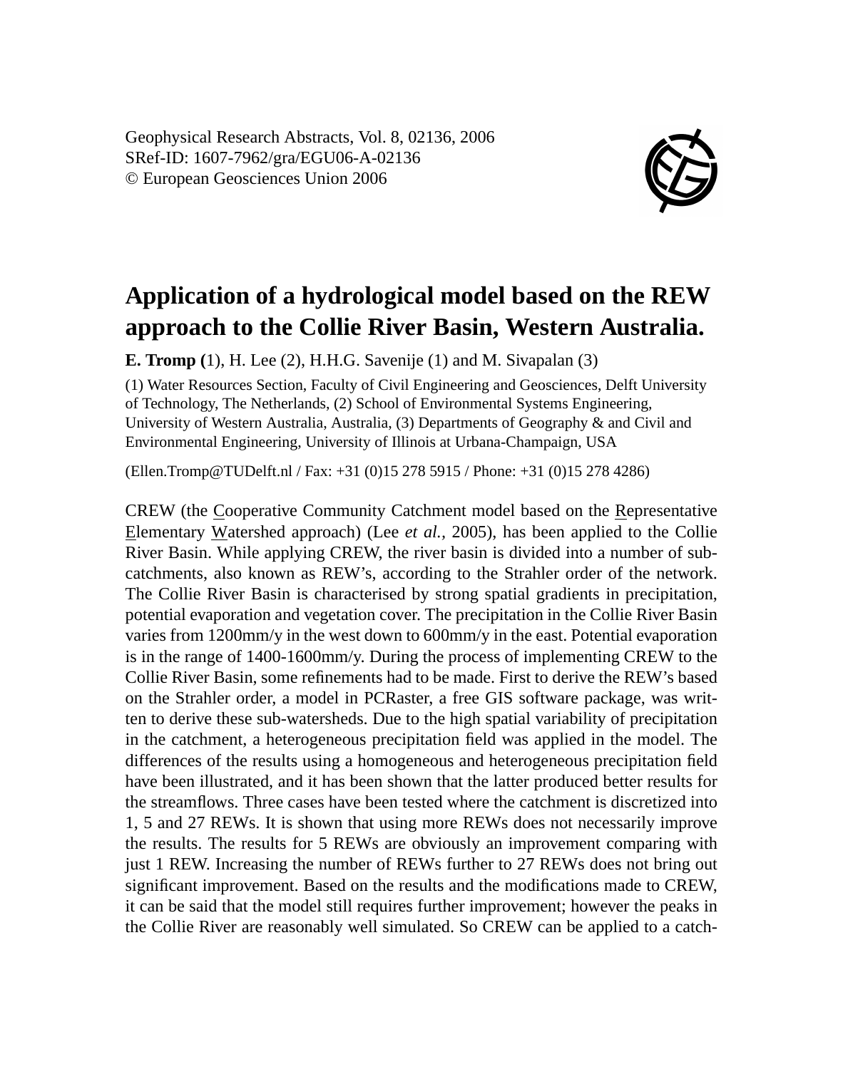Geophysical Research Abstracts, Vol. 8, 02136, 2006
SRef-ID: 1607-7962/gra/EGU06-A-02136
© European Geosciences Union 2006

# Application of a hydrological model based on the REW approach to the Collie River Basin, Western Australia.

**E. Tromp (**1), H. Lee (2), H.H.G. Savenije (1) and M. Sivapalan (3)

(1) Water Resources Section, Faculty of Civil Engineering and Geosciences, Delft University of Technology, The Netherlands, (2) School of Environmental Systems Engineering, University of Western Australia, Australia, (3) Departments of Geography & and Civil and Environmental Engineering, University of Illinois at Urbana-Champaign, USA

(Ellen.Tromp@TUDelft.nl / Fax: +31 (0)15 278 5915 / Phone: +31 (0)15 278 4286)

CREW (the Cooperative Community Catchment model based on the Representative Elementary Watershed approach) (Lee *et al.*, 2005), has been applied to the Collie River Basin. While applying CREW, the river basin is divided into a number of sub-catchments, also known as REW's, according to the Strahler order of the network. The Collie River Basin is characterised by strong spatial gradients in precipitation, potential evaporation and vegetation cover. The precipitation in the Collie River Basin varies from 1200mm/y in the west down to 600mm/y in the east. Potential evaporation is in the range of 1400-1600mm/y. During the process of implementing CREW to the Collie River Basin, some refinements had to be made. First to derive the REW's based on the Strahler order, a model in PCRaster, a free GIS software package, was written to derive these sub-watersheds. Due to the high spatial variability of precipitation in the catchment, a heterogeneous precipitation field was applied in the model. The differences of the results using a homogeneous and heterogeneous precipitation field have been illustrated, and it has been shown that the latter produced better results for the streamflows. Three cases have been tested where the catchment is discretized into 1, 5 and 27 REWs. It is shown that using more REWs does not necessarily improve the results. The results for 5 REWs are obviously an improvement comparing with just 1 REW. Increasing the number of REWs further to 27 REWs does not bring out significant improvement. Based on the results and the modifications made to CREW, it can be said that the model still requires further improvement; however the peaks in the Collie River are reasonably well simulated. So CREW can be applied to a catch-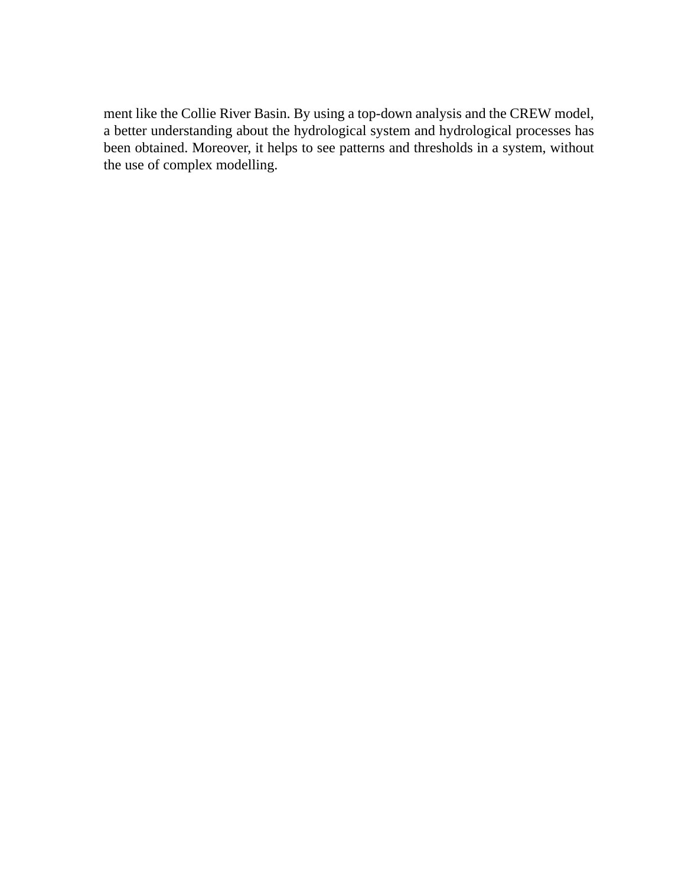ment like the Collie River Basin. By using a top-down analysis and the CREW model, a better understanding about the hydrological system and hydrological processes has been obtained. Moreover, it helps to see patterns and thresholds in a system, without the use of complex modelling.